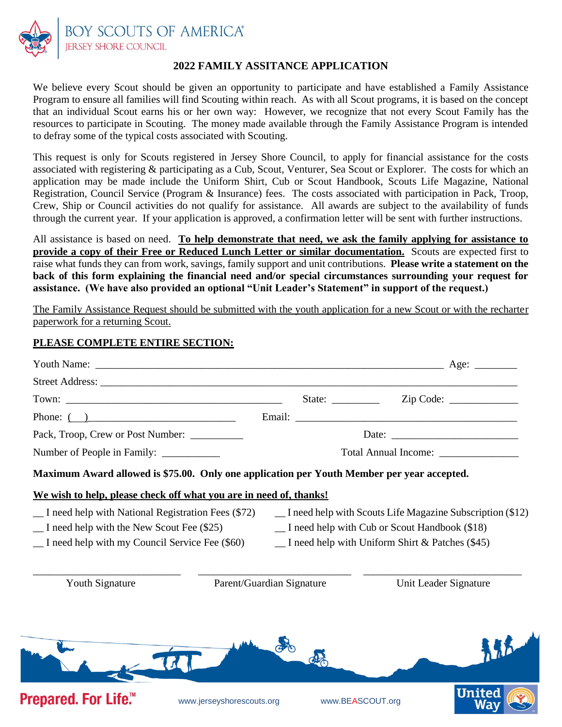BOY SCOUTS OF AMERICA®
JERSEY SHORE COUNCIL

# 2022 FAMILY ASSITANCE APPLICATION

We believe every Scout should be given an opportunity to participate and have established a Family Assistance Program to ensure all families will find Scouting within reach. As with all Scout programs, it is based on the concept that an individual Scout earns his or her own way: However, we recognize that not every Scout Family has the resources to participate in Scouting. The money made available through the Family Assistance Program is intended to defray some of the typical costs associated with Scouting.

This request is only for Scouts registered in Jersey Shore Council, to apply for financial assistance for the costs associated with registering & participating as a Cub, Scout, Venturer, Sea Scout or Explorer. The costs for which an application may be made include the Uniform Shirt, Cub or Scout Handbook, Scouts Life Magazine, National Registration, Council Service (Program & Insurance) fees. The costs associated with participation in Pack, Troop, Crew, Ship or Council activities do not qualify for assistance. All awards are subject to the availability of funds through the current year. If your application is approved, a confirmation letter will be sent with further instructions.

All assistance is based on need. **To help demonstrate that need, we ask the family applying for assistance to provide a copy of their Free or Reduced Lunch Letter or similar documentation.** Scouts are expected first to raise what funds they can from work, savings, family support and unit contributions. **Please write a statement on the back of this form explaining the financial need and/or special circumstances surrounding your request for assistance. (We have also provided an optional "Unit Leader's Statement" in support of the request.)**

The Family Assistance Request should be submitted with the youth application for a new Scout or with the recharter paperwork for a returning Scout.

## PLEASE COMPLETE ENTIRE SECTION:

Youth Name: ______________________________________________ Age: ________

Street Address: ______________________________________________________

Town: ______________________________ State: _________ Zip Code: _____________

Phone: ( ) ___________________________ Email: ______________________________

Pack, Troop, Crew or Post Number: __________ Date: ________________________

Number of People in Family: ___________ Total Annual Income: _______________

**Maximum Award allowed is $75.00. Only one application per Youth Member per year accepted.**

**We wish to help, please check off what you are in need of, thanks!**

__ I need help with National Registration Fees ($72)
__ I need help with the New Scout Fee ($25)
__ I need help with my Council Service Fee ($60)
__ I need help with Scouts Life Magazine Subscription ($12)
__ I need help with Cub or Scout Handbook ($18)
__ I need help with Uniform Shirt & Patches ($45)

___________________________ ___________________________ ___________________________

Youth Signature Parent/Guardian Signature Unit Leader Signature

Prepared. For Life.™

www.jerseyshorescouts.org www.BEASCOUT.org

United Way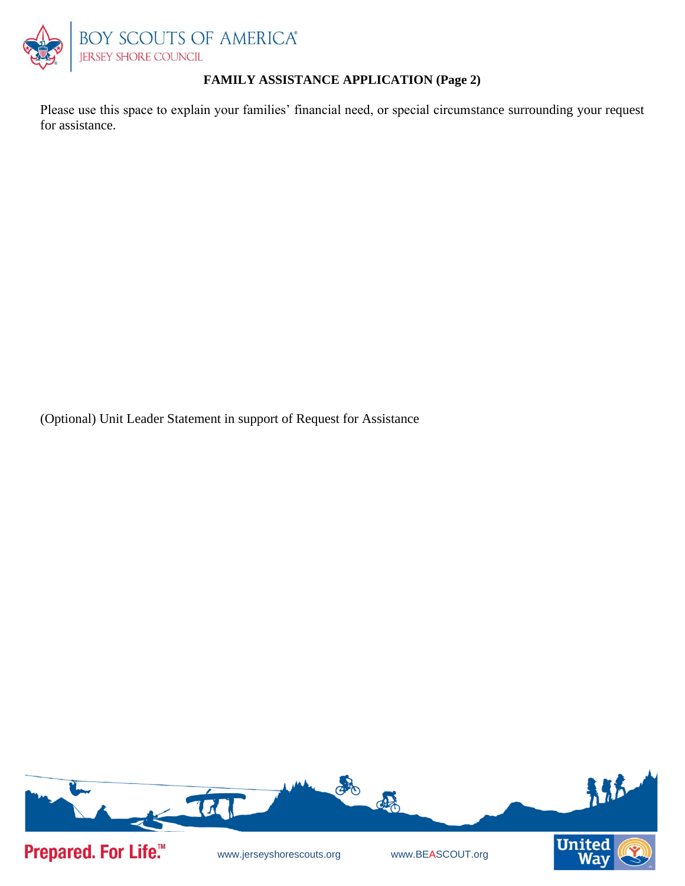BOY SCOUTS OF AMERICA
JERSEY SHORE COUNCIL

**FAMILY ASSISTANCE APPLICATION (Page 2)**

Please use this space to explain your families' financial need, or special circumstance surrounding your request for assistance.

(Optional) Unit Leader Statement in support of Request for Assistance

Prepared. For Life.™

www.jerseyshorescouts.org

www.BEASCOUT.org

United Way